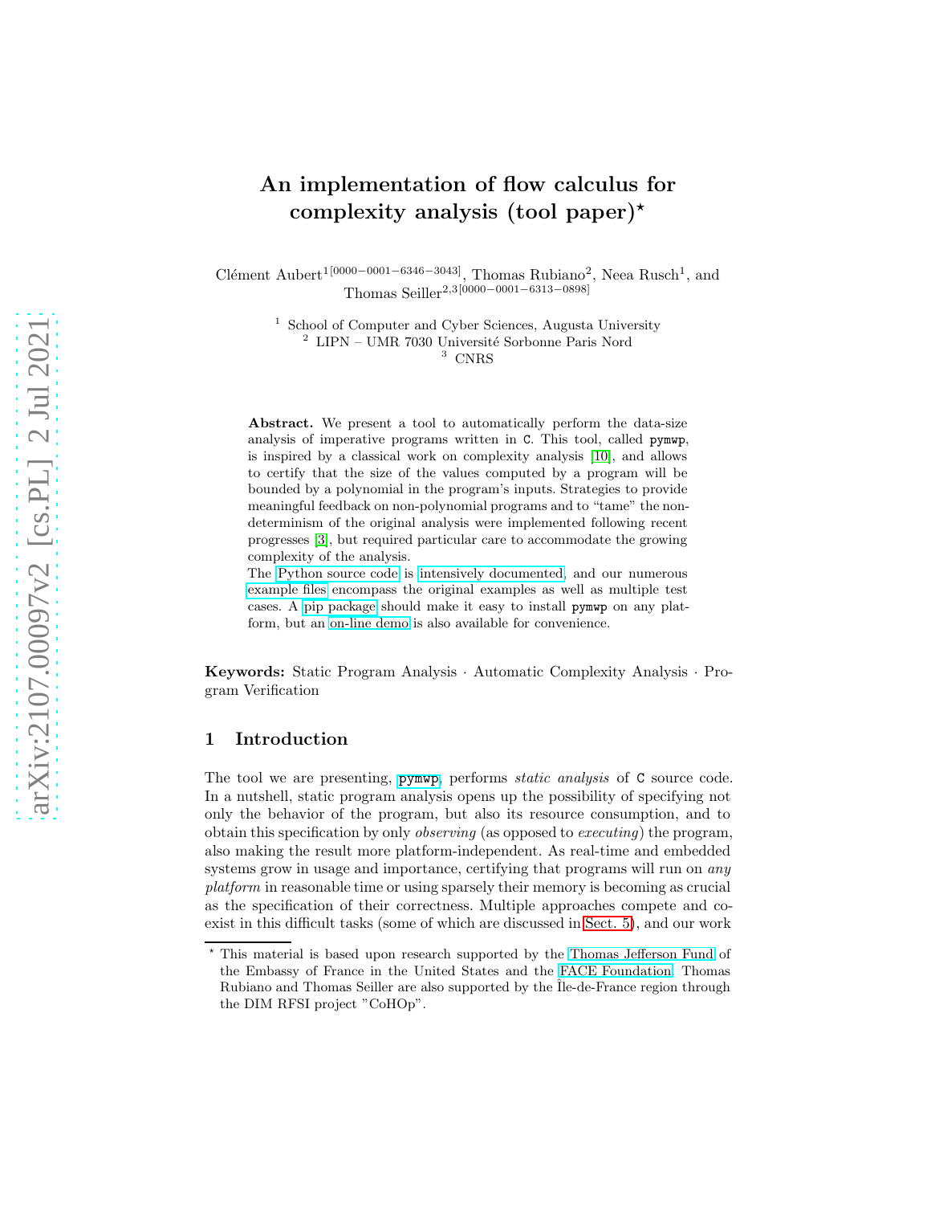# An implementation of flow calculus for complexity analysis (tool paper)*

Clément Aubert[1][0000−0001−6346−3043], Thomas Rubiano[2], Neea Rusch[1], and Thomas Seiller[2,3][0000−0001−6313−0898]

[1] School of Computer and Cyber Sciences, Augusta University
[2] LIPN – UMR 7030 Université Sorbonne Paris Nord
[3] CNRS

**Abstract.** We present a tool to automatically perform the data-size analysis of imperative programs written in C. This tool, called pymwp, is inspired by a classical work on complexity analysis [10], and allows to certify that the size of the values computed by a program will be bounded by a polynomial in the program's inputs. Strategies to provide meaningful feedback on non-polynomial programs and to "tame" the non-determinism of the original analysis were implemented following recent progresses [3], but required particular care to accommodate the growing complexity of the analysis.
The Python source code is intensively documented, and our numerous example files encompass the original examples as well as multiple test cases. A pip package should make it easy to install pymwp on any platform, but an on-line demo is also available for convenience.

**Keywords:** Static Program Analysis · Automatic Complexity Analysis · Program Verification

## 1 Introduction

The tool we are presenting, pymwp, performs *static analysis* of C source code. In a nutshell, static program analysis opens up the possibility of specifying not only the behavior of the program, but also its resource consumption, and to obtain this specification by only *observing* (as opposed to *executing*) the program, also making the result more platform-independent. As real-time and embedded systems grow in usage and importance, certifying that programs will run on *any platform* in reasonable time or using sparsely their memory is becoming as crucial as the specification of their correctness. Multiple approaches compete and co-exist in this difficult tasks (some of which are discussed in Sect. 5), and our work

* This material is based upon research supported by the Thomas Jefferson Fund of the Embassy of France in the United States and the FACE Foundation. Thomas Rubiano and Thomas Seiller are also supported by the Île-de-France region through the DIM RFSI project "CoHOp".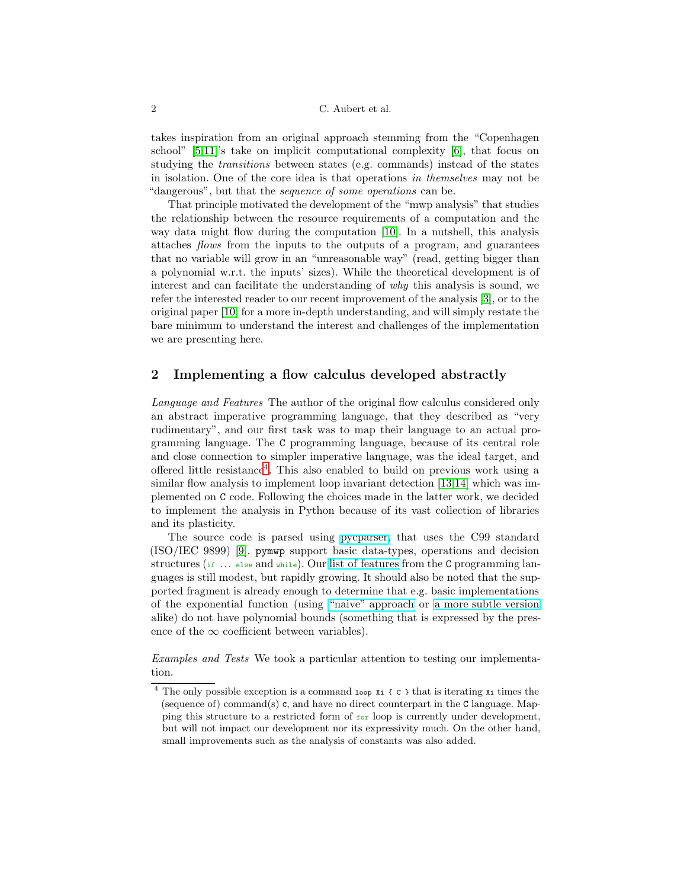takes inspiration from an original approach stemming from the "Copenhagen school" [5,11]'s take on implicit computational complexity [6], that focus on studying the *transitions* between states (e.g. commands) instead of the states in isolation. One of the core idea is that operations *in themselves* may not be "dangerous", but that the *sequence of some operations* can be.

That principle motivated the development of the "mwp analysis" that studies the relationship between the resource requirements of a computation and the way data might flow during the computation [10]. In a nutshell, this analysis attaches *flows* from the inputs to the outputs of a program, and guarantees that no variable will grow in an "unreasonable way" (read, getting bigger than a polynomial w.r.t. the inputs' sizes). While the theoretical development is of interest and can facilitate the understanding of *why* this analysis is sound, we refer the interested reader to our recent improvement of the analysis [3], or to the original paper [10] for a more in-depth understanding, and will simply restate the bare minimum to understand the interest and challenges of the implementation we are presenting here.

## 2 Implementing a flow calculus developed abstractly

*Language and Features* The author of the original flow calculus considered only an abstract imperative programming language, that they described as "very rudimentary", and our first task was to map their language to an actual programming language. The `C` programming language, because of its central role and close connection to simpler imperative language, was the ideal target, and offered little resistance[4]. This also enabled to build on previous work using a similar flow analysis to implement loop invariant detection [13,14] which was implemented on `C` code. Following the choices made in the latter work, we decided to implement the analysis in Python because of its vast collection of libraries and its plasticity.

The source code is parsed using pycparser, that uses the C99 standard (ISO/IEC 9899) [9]. `pymwp` support basic data-types, operations and decision structures (`if` ... `else` and `while`). Our list of features from the `C` programming languages is still modest, but rapidly growing. It should also be noted that the supported fragment is already enough to determine that e.g. basic implementations of the exponential function (using "naive" approach or a more subtle version alike) do not have polynomial bounds (something that is expressed by the presence of the $\infty$ coefficient between variables).

*Examples and Tests* We took a particular attention to testing our implementation.

[4] The only possible exception is a command `loop Xi { C }` that is iterating `Xi` times the (sequence of) command(s) `C`, and have no direct counterpart in the `C` language. Mapping this structure to a restricted form of `for` loop is currently under development, but will not impact our development nor its expressivity much. On the other hand, small improvements such as the analysis of constants was also added.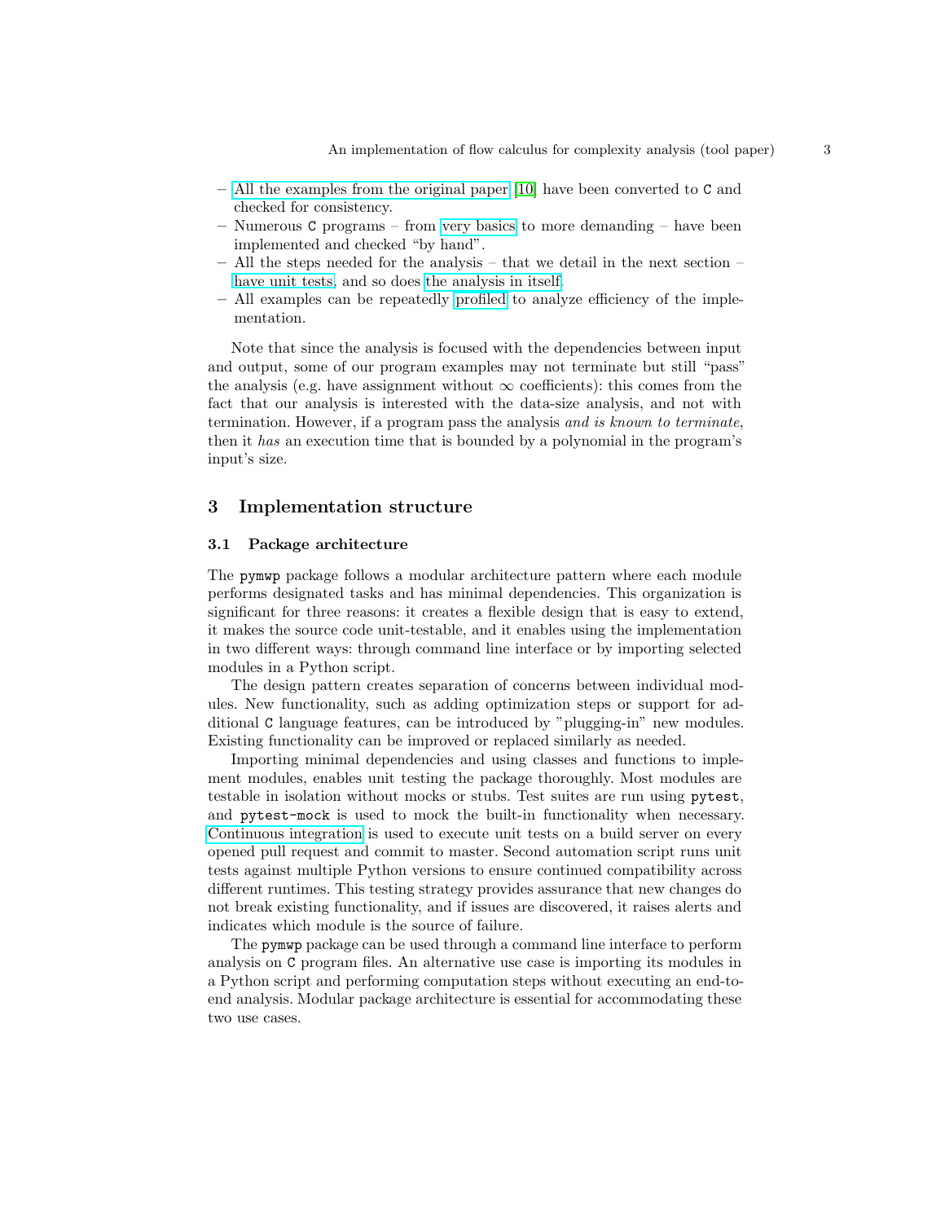- All the examples from the original paper [10] have been converted to C and checked for consistency.
- Numerous C programs – from very basics to more demanding – have been implemented and checked "by hand".
- All the steps needed for the analysis – that we detail in the next section – have unit tests, and so does the analysis in itself.
- All examples can be repeatedly profiled to analyze efficiency of the implementation.

Note that since the analysis is focused with the dependencies between input and output, some of our program examples may not terminate but still "pass" the analysis (e.g. have assignment without $\infty$ coefficients): this comes from the fact that our analysis is interested with the data-size analysis, and not with termination. However, if a program pass the analysis *and is known to terminate*, then it *has* an execution time that is bounded by a polynomial in the program's input's size.

## 3 Implementation structure

### 3.1 Package architecture

The `pymwp` package follows a modular architecture pattern where each module performs designated tasks and has minimal dependencies. This organization is significant for three reasons: it creates a flexible design that is easy to extend, it makes the source code unit-testable, and it enables using the implementation in two different ways: through command line interface or by importing selected modules in a Python script.

The design pattern creates separation of concerns between individual modules. New functionality, such as adding optimization steps or support for additional C language features, can be introduced by "plugging-in" new modules. Existing functionality can be improved or replaced similarly as needed.

Importing minimal dependencies and using classes and functions to implement modules, enables unit testing the package thoroughly. Most modules are testable in isolation without mocks or stubs. Test suites are run using `pytest`, and `pytest-mock` is used to mock the built-in functionality when necessary. Continuous integration is used to execute unit tests on a build server on every opened pull request and commit to master. Second automation script runs unit tests against multiple Python versions to ensure continued compatibility across different runtimes. This testing strategy provides assurance that new changes do not break existing functionality, and if issues are discovered, it raises alerts and indicates which module is the source of failure.

The `pymwp` package can be used through a command line interface to perform analysis on C program files. An alternative use case is importing its modules in a Python script and performing computation steps without executing an end-to-end analysis. Modular package architecture is essential for accommodating these two use cases.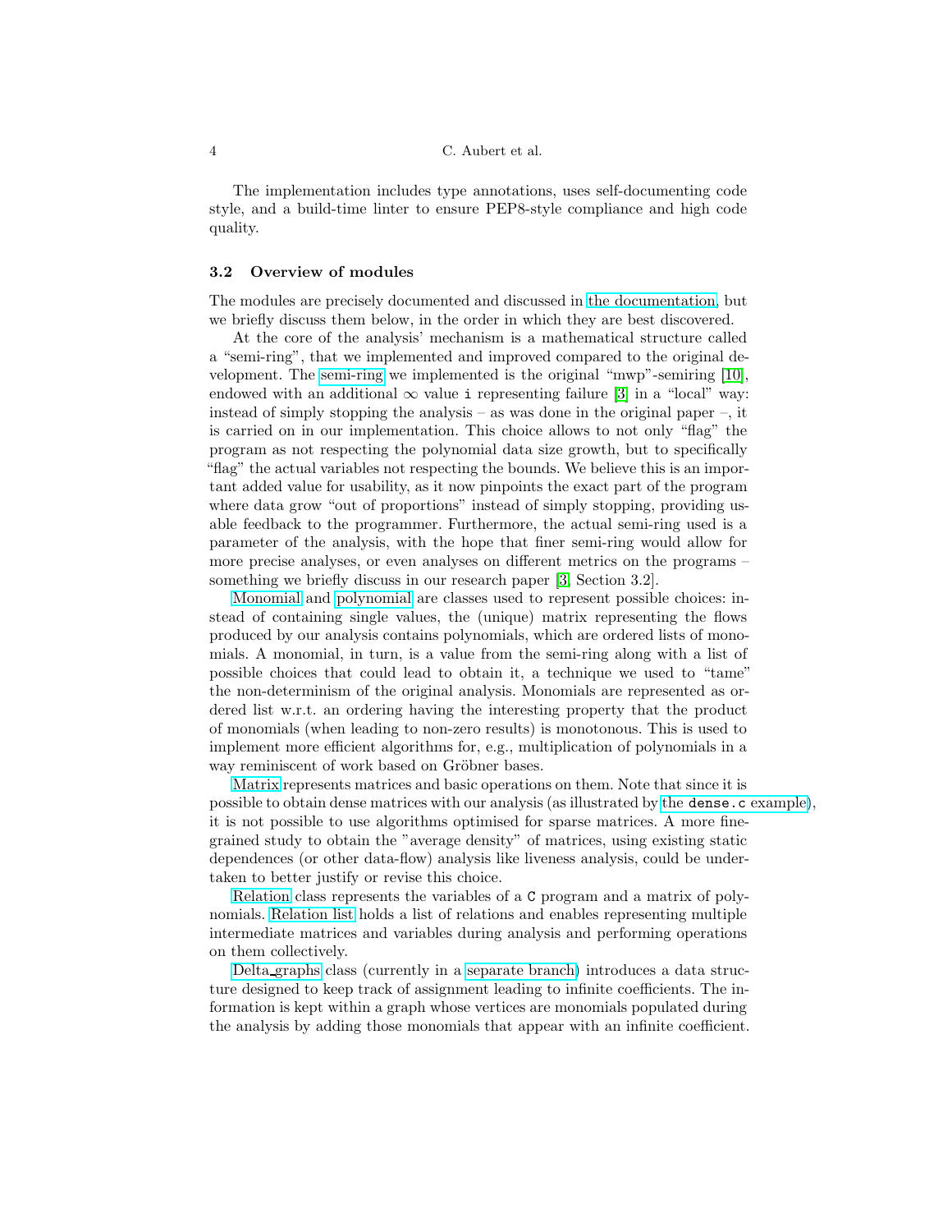The implementation includes type annotations, uses self-documenting code style, and a build-time linter to ensure PEP8-style compliance and high code quality.

### 3.2 Overview of modules

The modules are precisely documented and discussed in the documentation, but we briefly discuss them below, in the order in which they are best discovered.

At the core of the analysis' mechanism is a mathematical structure called a "semi-ring", that we implemented and improved compared to the original development. The semi-ring we implemented is the original "mwp"-semiring [10], endowed with an additional $\infty$ value `i` representing failure [3] in a "local" way: instead of simply stopping the analysis – as was done in the original paper –, it is carried on in our implementation. This choice allows to not only "flag" the program as not respecting the polynomial data size growth, but to specifically "flag" the actual variables not respecting the bounds. We believe this is an important added value for usability, as it now pinpoints the exact part of the program where data grow "out of proportions" instead of simply stopping, providing usable feedback to the programmer. Furthermore, the actual semi-ring used is a parameter of the analysis, with the hope that finer semi-ring would allow for more precise analyses, or even analyses on different metrics on the programs – something we briefly discuss in our research paper [3, Section 3.2].

Monomial and polynomial are classes used to represent possible choices: instead of containing single values, the (unique) matrix representing the flows produced by our analysis contains polynomials, which are ordered lists of monomials. A monomial, in turn, is a value from the semi-ring along with a list of possible choices that could lead to obtain it, a technique we used to "tame" the non-determinism of the original analysis. Monomials are represented as ordered list w.r.t. an ordering having the interesting property that the product of monomials (when leading to non-zero results) is monotonous. This is used to implement more efficient algorithms for, e.g., multiplication of polynomials in a way reminiscent of work based on Gröbner bases.

Matrix represents matrices and basic operations on them. Note that since it is possible to obtain dense matrices with our analysis (as illustrated by the `dense.c` example), it is not possible to use algorithms optimised for sparse matrices. A more fine-grained study to obtain the "average density" of matrices, using existing static dependences (or other data-flow) analysis like liveness analysis, could be undertaken to better justify or revise this choice.

Relation class represents the variables of a `C` program and a matrix of polynomials. Relation list holds a list of relations and enables representing multiple intermediate matrices and variables during analysis and performing operations on them collectively.

Delta_graphs class (currently in a separate branch) introduces a data structure designed to keep track of assignment leading to infinite coefficients. The information is kept within a graph whose vertices are monomials populated during the analysis by adding those monomials that appear with an infinite coefficient.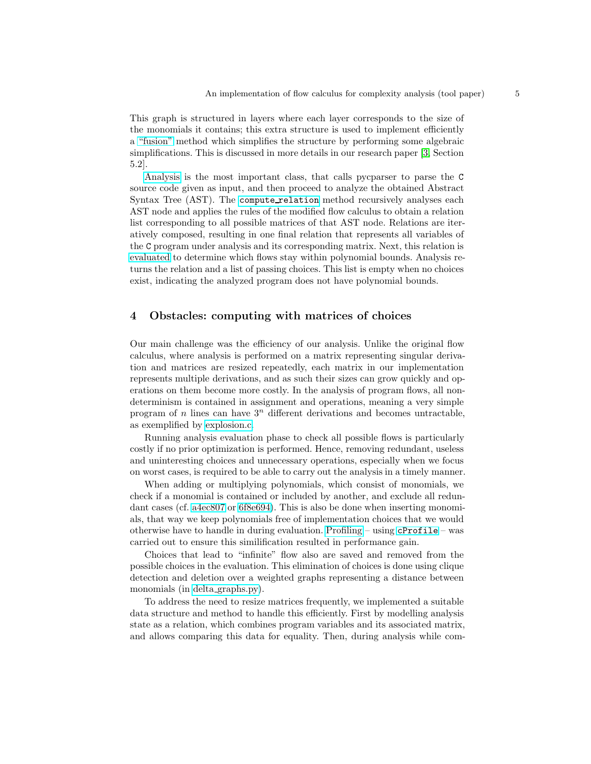This graph is structured in layers where each layer corresponds to the size of the monomials it contains; this extra structure is used to implement efficiently a "fusion" method which simplifies the structure by performing some algebraic simplifications. This is discussed in more details in our research paper [3, Section 5.2].

Analysis is the most important class, that calls pycparser to parse the `C` source code given as input, and then proceed to analyze the obtained Abstract Syntax Tree (AST). The `compute_relation` method recursively analyses each AST node and applies the rules of the modified flow calculus to obtain a relation list corresponding to all possible matrices of that AST node. Relations are iteratively composed, resulting in one final relation that represents all variables of the `C` program under analysis and its corresponding matrix. Next, this relation is evaluated to determine which flows stay within polynomial bounds. Analysis returns the relation and a list of passing choices. This list is empty when no choices exist, indicating the analyzed program does not have polynomial bounds.

## 4 Obstacles: computing with matrices of choices

Our main challenge was the efficiency of our analysis. Unlike the original flow calculus, where analysis is performed on a matrix representing singular derivation and matrices are resized repeatedly, each matrix in our implementation represents multiple derivations, and as such their sizes can grow quickly and operations on them become more costly. In the analysis of program flows, all non-determinism is contained in assignment and operations, meaning a very simple program of $n$ lines can have $3^n$ different derivations and becomes untractable, as exemplified by explosion.c.

Running analysis evaluation phase to check all possible flows is particularly costly if no prior optimization is performed. Hence, removing redundant, useless and uninteresting choices and unnecessary operations, especially when we focus on worst cases, is required to be able to carry out the analysis in a timely manner.

When adding or multiplying polynomials, which consist of monomials, we check if a monomial is contained or included by another, and exclude all redundant cases (cf. a4ec807 or 6f8e694). This is also be done when inserting monomials, that way we keep polynomials free of implementation choices that we would otherwise have to handle in during evaluation. Profiling – using `cProfile` – was carried out to ensure this simililfication resulted in performance gain.

Choices that lead to "infinite" flow also are saved and removed from the possible choices in the evaluation. This elimination of choices is done using clique detection and deletion over a weighted graphs representing a distance between monomials (in delta_graphs.py).

To address the need to resize matrices frequently, we implemented a suitable data structure and method to handle this efficiently. First by modelling analysis state as a relation, which combines program variables and its associated matrix, and allows comparing this data for equality. Then, during analysis while com-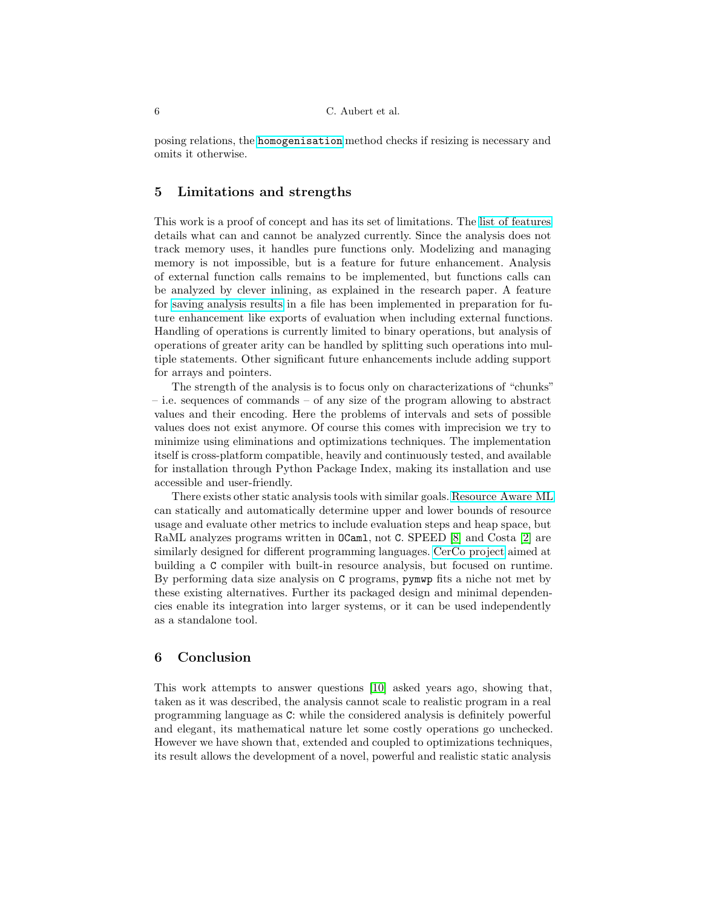posing relations, the `homogenisation` method checks if resizing is necessary and omits it otherwise.

## 5 Limitations and strengths

This work is a proof of concept and has its set of limitations. The list of features details what can and cannot be analyzed currently. Since the analysis does not track memory uses, it handles pure functions only. Modelizing and managing memory is not impossible, but is a feature for future enhancement. Analysis of external function calls remains to be implemented, but functions calls can be analyzed by clever inlining, as explained in the research paper. A feature for saving analysis results in a file has been implemented in preparation for future enhancement like exports of evaluation when including external functions. Handling of operations is currently limited to binary operations, but analysis of operations of greater arity can be handled by splitting such operations into multiple statements. Other significant future enhancements include adding support for arrays and pointers.

The strength of the analysis is to focus only on characterizations of "chunks" – i.e. sequences of commands – of any size of the program allowing to abstract values and their encoding. Here the problems of intervals and sets of possible values does not exist anymore. Of course this comes with imprecision we try to minimize using eliminations and optimizations techniques. The implementation itself is cross-platform compatible, heavily and continuously tested, and available for installation through Python Package Index, making its installation and use accessible and user-friendly.

There exists other static analysis tools with similar goals. Resource Aware ML can statically and automatically determine upper and lower bounds of resource usage and evaluate other metrics to include evaluation steps and heap space, but RaML analyzes programs written in `OCaml`, not `C`. SPEED [8] and Costa [2] are similarly designed for different programming languages. CerCo project aimed at building a `C` compiler with built-in resource analysis, but focused on runtime. By performing data size analysis on `C` programs, `pymwp` fits a niche not met by these existing alternatives. Further its packaged design and minimal dependencies enable its integration into larger systems, or it can be used independently as a standalone tool.

## 6 Conclusion

This work attempts to answer questions [10] asked years ago, showing that, taken as it was described, the analysis cannot scale to realistic program in a real programming language as `C`: while the considered analysis is definitely powerful and elegant, its mathematical nature let some costly operations go unchecked. However we have shown that, extended and coupled to optimizations techniques, its result allows the development of a novel, powerful and realistic static analysis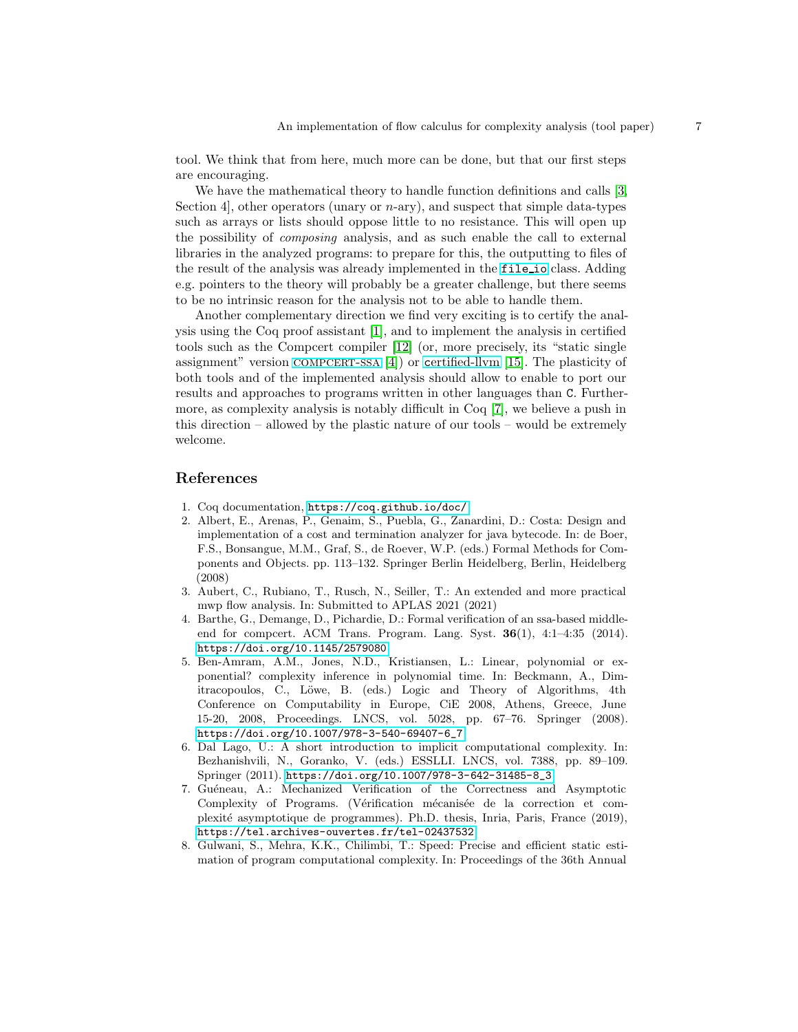tool. We think that from here, much more can be done, but that our first steps are encouraging.

We have the mathematical theory to handle function definitions and calls [3, Section 4], other operators (unary or $n$-ary), and suspect that simple data-types such as arrays or lists should oppose little to no resistance. This will open up the possibility of *composing* analysis, and as such enable the call to external libraries in the analyzed programs: to prepare for this, the outputting to files of the result of the analysis was already implemented in the `file_io` class. Adding e.g. pointers to the theory will probably be a greater challenge, but there seems to be no intrinsic reason for the analysis not to be able to handle them.

Another complementary direction we find very exciting is to certify the analysis using the Coq proof assistant [1], and to implement the analysis in certified tools such as the Compcert compiler [12] (or, more precisely, its "static single assignment" version COMPCERT-SSA [4]) or certified-llvm [15]. The plasticity of both tools and of the implemented analysis should allow to enable to port our results and approaches to programs written in other languages than `C`. Furthermore, as complexity analysis is notably difficult in Coq [7], we believe a push in this direction – allowed by the plastic nature of our tools – would be extremely welcome.

## References

1. Coq documentation, https://coq.github.io/doc/
2. Albert, E., Arenas, P., Genaim, S., Puebla, G., Zanardini, D.: Costa: Design and implementation of a cost and termination analyzer for java bytecode. In: de Boer, F.S., Bonsangue, M.M., Graf, S., de Roever, W.P. (eds.) Formal Methods for Components and Objects. pp. 113–132. Springer Berlin Heidelberg, Berlin, Heidelberg (2008)
3. Aubert, C., Rubiano, T., Rusch, N., Seiller, T.: An extended and more practical mwp flow analysis. In: Submitted to APLAS 2021 (2021)
4. Barthe, G., Demange, D., Pichardie, D.: Formal verification of an ssa-based middle-end for compcert. ACM Trans. Program. Lang. Syst. **36**(1), 4:1–4:35 (2014). https://doi.org/10.1145/2579080
5. Ben-Amram, A.M., Jones, N.D., Kristiansen, L.: Linear, polynomial or exponential? complexity inference in polynomial time. In: Beckmann, A., Dimitracopoulos, C., Löwe, B. (eds.) Logic and Theory of Algorithms, 4th Conference on Computability in Europe, CiE 2008, Athens, Greece, June 15-20, 2008, Proceedings. LNCS, vol. 5028, pp. 67–76. Springer (2008). https://doi.org/10.1007/978-3-540-69407-6_7
6. Dal Lago, U.: A short introduction to implicit computational complexity. In: Bezhanishvili, N., Goranko, V. (eds.) ESSLLI. LNCS, vol. 7388, pp. 89–109. Springer (2011). https://doi.org/10.1007/978-3-642-31485-8_3
7. Guéneau, A.: Mechanized Verification of the Correctness and Asymptotic Complexity of Programs. (Vérification mécanisée de la correction et complexité asymptotique de programmes). Ph.D. thesis, Inria, Paris, France (2019), https://tel.archives-ouvertes.fr/tel-02437532
8. Gulwani, S., Mehra, K.K., Chilimbi, T.: Speed: Precise and efficient static estimation of program computational complexity. In: Proceedings of the 36th Annual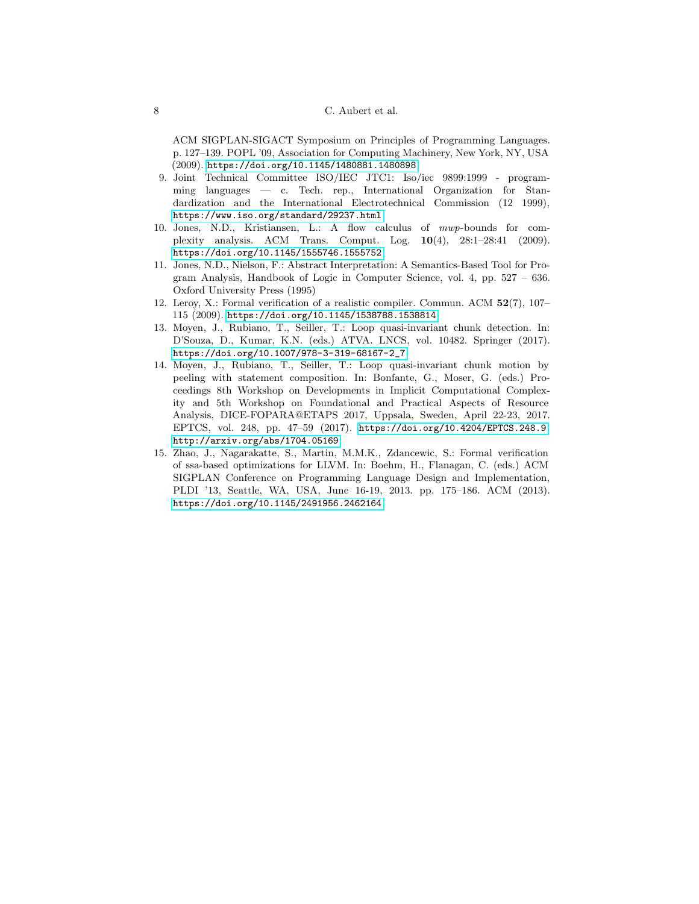ACM SIGPLAN-SIGACT Symposium on Principles of Programming Languages. p. 127–139. POPL '09, Association for Computing Machinery, New York, NY, USA (2009). https://doi.org/10.1145/1480881.1480898

9. Joint Technical Committee ISO/IEC JTC1: Iso/iec 9899:1999 - programming languages — c. Tech. rep., International Organization for Standardization and the International Electrotechnical Commission (12 1999), https://www.iso.org/standard/29237.html
10. Jones, N.D., Kristiansen, L.: A flow calculus of *mwp*-bounds for complexity analysis. ACM Trans. Comput. Log. **10**(4), 28:1–28:41 (2009). https://doi.org/10.1145/1555746.1555752
11. Jones, N.D., Nielson, F.: Abstract Interpretation: A Semantics-Based Tool for Program Analysis, Handbook of Logic in Computer Science, vol. 4, pp. 527 – 636. Oxford University Press (1995)
12. Leroy, X.: Formal verification of a realistic compiler. Commun. ACM **52**(7), 107–115 (2009). https://doi.org/10.1145/1538788.1538814
13. Moyen, J., Rubiano, T., Seiller, T.: Loop quasi-invariant chunk detection. In: D'Souza, D., Kumar, K.N. (eds.) ATVA. LNCS, vol. 10482. Springer (2017). https://doi.org/10.1007/978-3-319-68167-2_7
14. Moyen, J., Rubiano, T., Seiller, T.: Loop quasi-invariant chunk motion by peeling with statement composition. In: Bonfante, G., Moser, G. (eds.) Proceedings 8th Workshop on Developments in Implicit Computational Complexity and 5th Workshop on Foundational and Practical Aspects of Resource Analysis, DICE-FOPARA@ETAPS 2017, Uppsala, Sweden, April 22-23, 2017. EPTCS, vol. 248, pp. 47–59 (2017). https://doi.org/10.4204/EPTCS.248.9, http://arxiv.org/abs/1704.05169
15. Zhao, J., Nagarakatte, S., Martin, M.M.K., Zdancewic, S.: Formal verification of ssa-based optimizations for LLVM. In: Boehm, H., Flanagan, C. (eds.) ACM SIGPLAN Conference on Programming Language Design and Implementation, PLDI '13, Seattle, WA, USA, June 16-19, 2013. pp. 175–186. ACM (2013). https://doi.org/10.1145/2491956.2462164